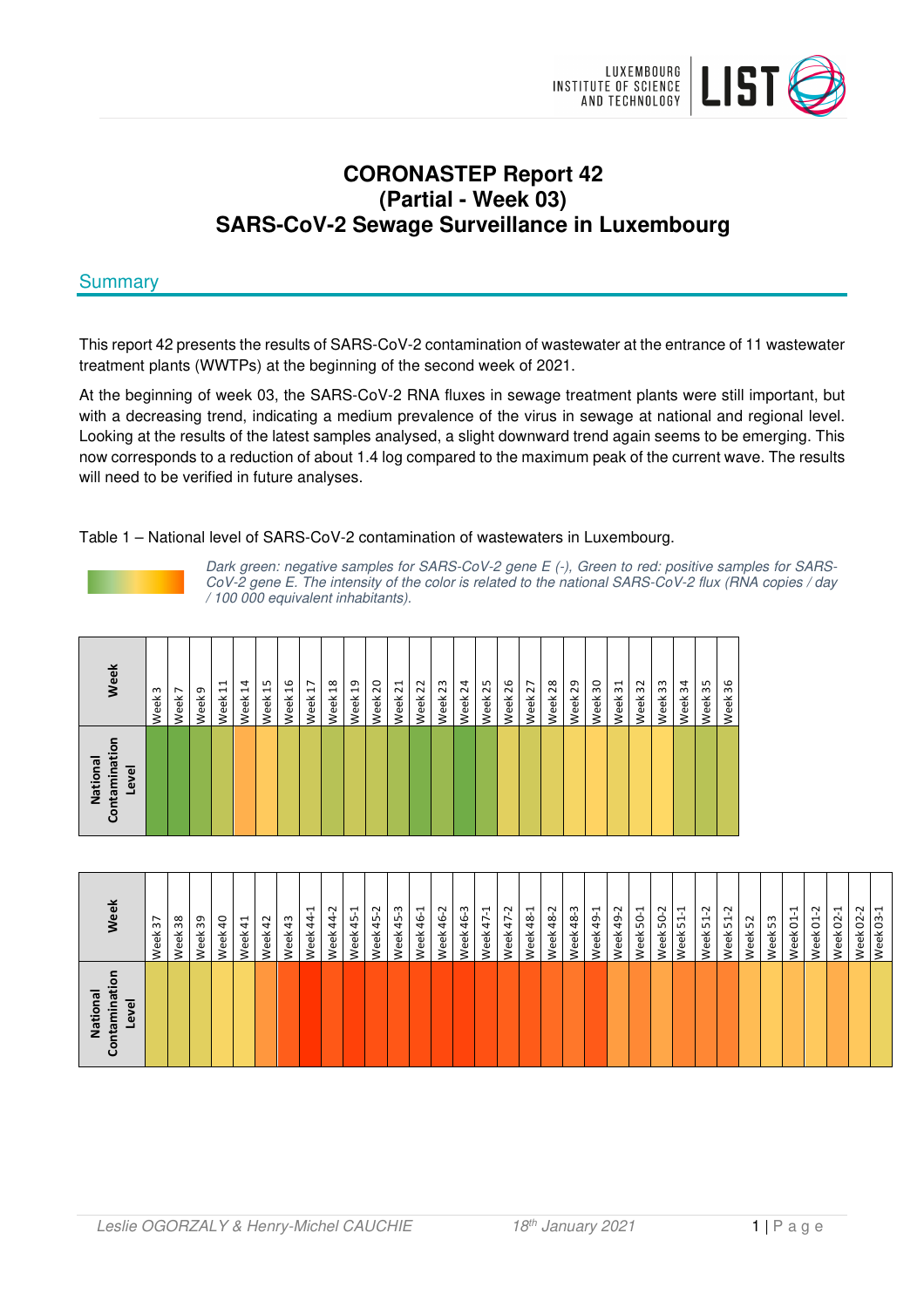# CORONASTEP Report 42
# (Partial - Week 03)
# SARS-CoV-2 Sewage Surveillance in Luxembourg

## Summary

This report 42 presents the results of SARS-CoV-2 contamination of wastewater at the entrance of 11 wastewater treatment plants (WWTPs) at the beginning of the second week of 2021.

At the beginning of week 03, the SARS-CoV-2 RNA fluxes in sewage treatment plants were still important, but with a decreasing trend, indicating a medium prevalence of the virus in sewage at national and regional level. Looking at the results of the latest samples analysed, a slight downward trend again seems to be emerging. This now corresponds to a reduction of about 1.4 log compared to the maximum peak of the current wave. The results will need to be verified in future analyses.

Table 1 – National level of SARS-CoV-2 contamination of wastewaters in Luxembourg.

*Dark green: negative samples for SARS-CoV-2 gene E (-), Green to red: positive samples for SARS-CoV-2 gene E. The intensity of the color is related to the national SARS-CoV-2 flux (RNA copies / day / 100 000 equivalent inhabitants).*

| Week | Week 3 | Week 7 | Week 9 | Week 11 | Week 14 | Week 15 | Week 16 | Week 17 | Week 18 | Week 19 | Week 20 | Week 21 | Week 22 | Week 23 | Week 24 | Week 25 | Week 26 | Week 27 | Week 28 | Week 29 | Week 30 | Week 31 | Week 32 | Week 33 | Week 34 | Week 35 | Week 36 |
|---|---|---|---|---|---|---|---|---|---|---|---|---|---|---|---|---|---|---|---|---|---|---|---|---|---|---|---|
| National Contamination Level | | | | | | | | | | | | | | | | | | | | | | | | | | | |

| Week | Week 37 | Week 38 | Week 39 | Week 40 | Week 41 | Week 42 | Week 43 | Week 44-1 | Week 44-2 | Week 45-1 | Week 45-2 | Week 45-3 | Week 46-1 | Week 46-2 | Week 46-3 | Week 47-1 | Week 47-2 | Week 48-1 | Week 48-2 | Week 48-3 | Week 49-1 | Week 49-2 | Week 50-1 | Week 50-2 | Week 51-1 | Week 51-2 | Week 51-2 | Week 52 | Week 53 | Week 01-1 | Week 01-2 | Week 02-1 | Week 02-2 | Week 03-1 |
|---|---|---|---|---|---|---|---|---|---|---|---|---|---|---|---|---|---|---|---|---|---|---|---|---|---|---|---|---|---|---|---|---|---|---|
| National Contamination Level | | | | | | | | | | | | | | | | | | | | | | | | | | | | | | | | | | |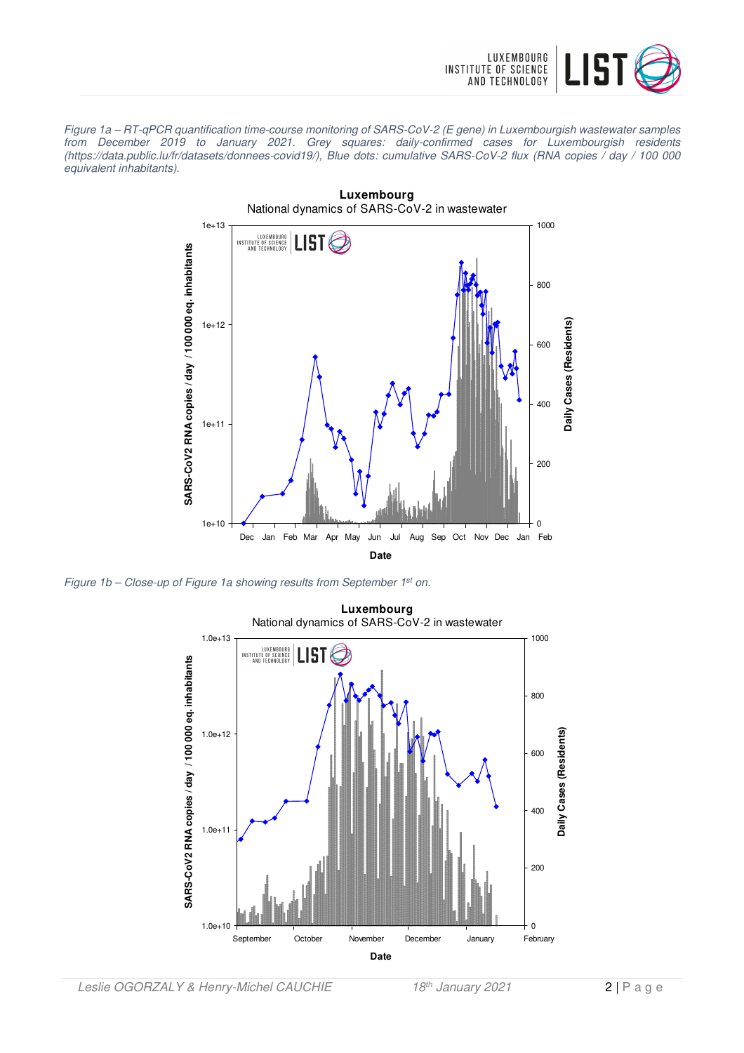*Figure 1a – RT-qPCR quantification time-course monitoring of SARS-CoV-2 (E gene) in Luxembourgish wastewater samples from December 2019 to January 2021. Grey squares: daily-confirmed cases for Luxembourgish residents (https://data.public.lu/fr/datasets/donnees-covid19/), Blue dots: cumulative SARS-CoV-2 flux (RNA copies / day / 100 000 equivalent inhabitants).*

*Figure 1b – Close-up of Figure 1a showing results from September 1st on.*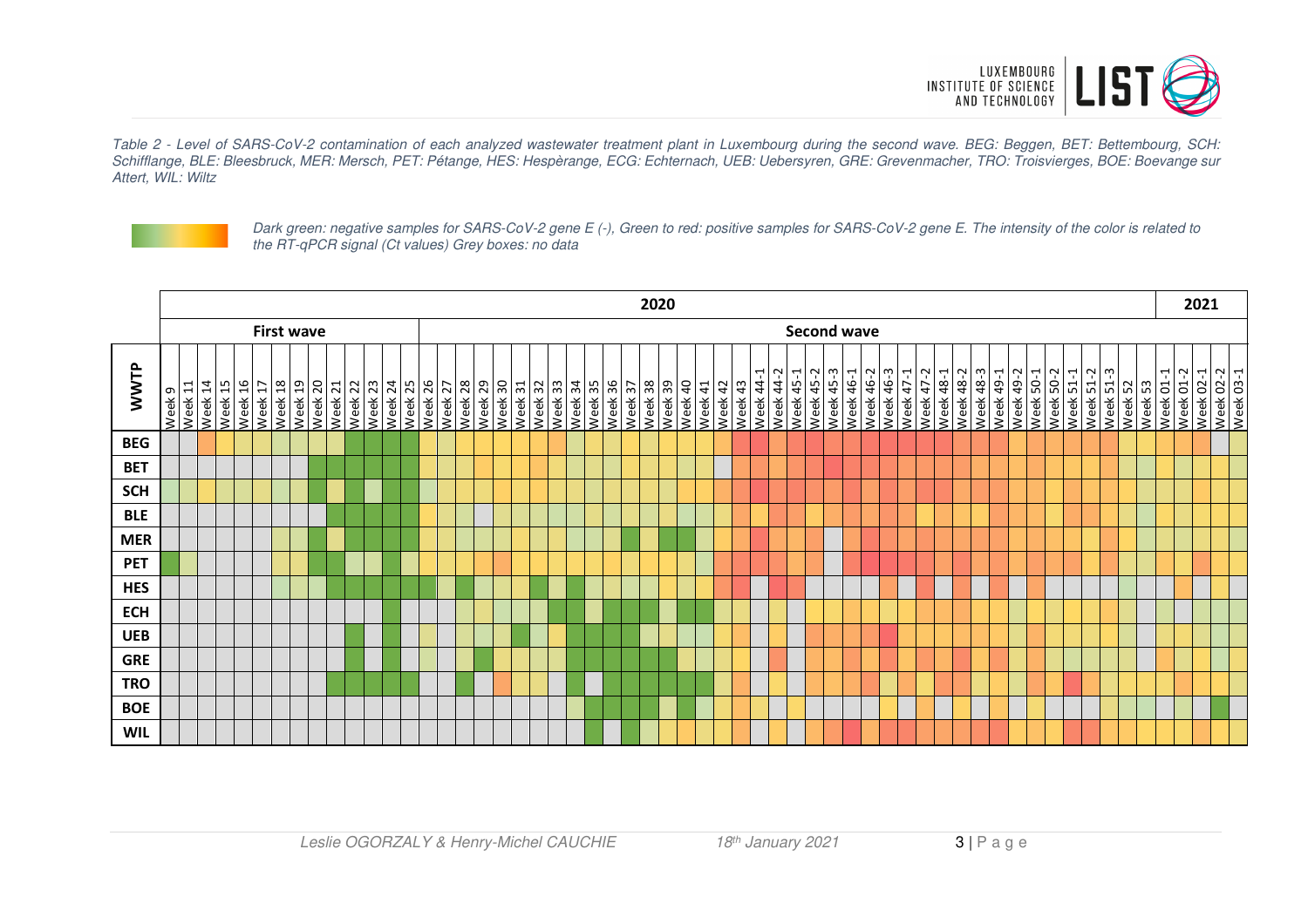*Table 2 - Level of SARS-CoV-2 contamination of each analyzed wastewater treatment plant in Luxembourg during the second wave. BEG: Beggen, BET: Bettembourg, SCH: Schifflange, BLE: Bleesbruck, MER: Mersch, PET: Pétange, HES: Hespèrange, ECG: Echternach, UEB: Uebersyren, GRE: Grevenmacher, TRO: Troisvierges, BOE: Boevange sur Attert, WIL: Wiltz*

*Dark green: negative samples for SARS-CoV-2 gene E (-), Green to red: positive samples for SARS-CoV-2 gene E. The intensity of the color is related to the RT-qPCR signal (Ct values) Grey boxes: no data*

| | 2020 | | | | | | | | | | | | | | | | | | | | | | | | | | | | | | | | | | | | | | | | | | | | | | | | | | | | | | | | | 2021 | | | | |
|---|---|---|---|---|---|---|---|---|---|---|---|---|---|---|---|---|---|---|---|---|---|---|---|---|---|---|---|---|---|---|---|---|---|---|---|---|---|---|---|---|---|---|---|---|---|---|---|---|---|---|---|---|---|---|---|---|---|---|---|---|---|
| | First wave | | | | | | | | | | | | | | Second wave | | | | | | | | | | | | | | | | | | | | | | | | | | | | | | | | | | | | | | | | | | | | | | |
| WWTP | Week 9 | Week 11 | Week 14 | Week 15 | Week 16 | Week 17 | Week 18 | Week 19 | Week 20 | Week 21 | Week 22 | Week 23 | Week 24 | Week 25 | Week 26 | Week 27 | Week 28 | Week 29 | Week 30 | Week 31 | Week 32 | Week 33 | Week 34 | Week 35 | Week 36 | Week 37 | Week 38 | Week 39 | Week 40 | Week 41 | Week 42 | Week 43 | Week 44-1 | Week 44-2 | Week 45-1 | Week 45-2 | Week 45-3 | Week 46-1 | Week 46-2 | Week 46-3 | Week 47-1 | Week 47-2 | Week 48-1 | Week 48-2 | Week 48-3 | Week 49-1 | Week 49-2 | Week 50-1 | Week 50-2 | Week 51-1 | Week 51-2 | Week 51-3 | Week 52 | Week 53 | Week 01-1 | Week 01-2 | Week 02-1 | Week 02-2 | Week 03-1 |
| BEG | | | | | | | | | | | | | | | | | | | | | | | | | | | | | | | | | | | | | | | | | | | | | | | | | | | | | | | | | | | |
| BET | | | | | | | | | | | | | | | | | | | | | | | | | | | | | | | | | | | | | | | | | | | | | | | | | | | | | | | | | | | |
| SCH | | | | | | | | | | | | | | | | | | | | | | | | | | | | | | | | | | | | | | | | | | | | | | | | | | | | | | | | | | | |
| BLE | | | | | | | | | | | | | | | | | | | | | | | | | | | | | | | | | | | | | | | | | | | | | | | | | | | | | | | | | | | |
| MER | | | | | | | | | | | | | | | | | | | | | | | | | | | | | | | | | | | | | | | | | | | | | | | | | | | | | | | | | | | |
| PET | | | | | | | | | | | | | | | | | | | | | | | | | | | | | | | | | | | | | | | | | | | | | | | | | | | | | | | | | | | |
| HES | | | | | | | | | | | | | | | | | | | | | | | | | | | | | | | | | | | | | | | | | | | | | | | | | | | | | | | | | | | |
| ECH | | | | | | | | | | | | | | | | | | | | | | | | | | | | | | | | | | | | | | | | | | | | | | | | | | | | | | | | | | | |
| UEB | | | | | | | | | | | | | | | | | | | | | | | | | | | | | | | | | | | | | | | | | | | | | | | | | | | | | | | | | | | |
| GRE | | | | | | | | | | | | | | | | | | | | | | | | | | | | | | | | | | | | | | | | | | | | | | | | | | | | | | | | | | | |
| TRO | | | | | | | | | | | | | | | | | | | | | | | | | | | | | | | | | | | | | | | | | | | | | | | | | | | | | | | | | | | |
| BOE | | | | | | | | | | | | | | | | | | | | | | | | | | | | | | | | | | | | | | | | | | | | | | | | | | | | | | | | | | | |
| WIL | | | | | | | | | | | | | | | | | | | | | | | | | | | | | | | | | | | | | | | | | | | | | | | | | | | | | | | | | | | |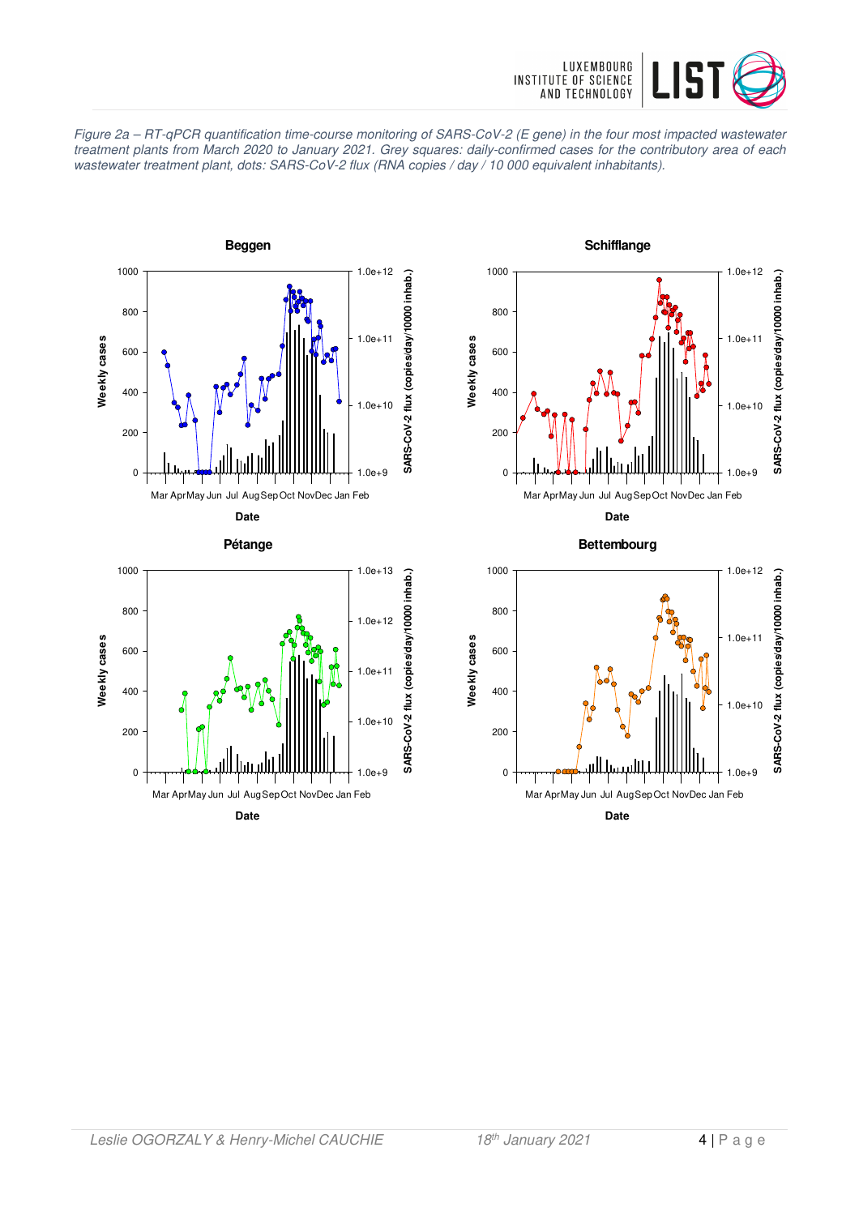*Figure 2a – RT-qPCR quantification time-course monitoring of SARS-CoV-2 (E gene) in the four most impacted wastewater treatment plants from March 2020 to January 2021. Grey squares: daily-confirmed cases for the contributory area of each wastewater treatment plant, dots: SARS-CoV-2 flux (RNA copies / day / 10 000 equivalent inhabitants).*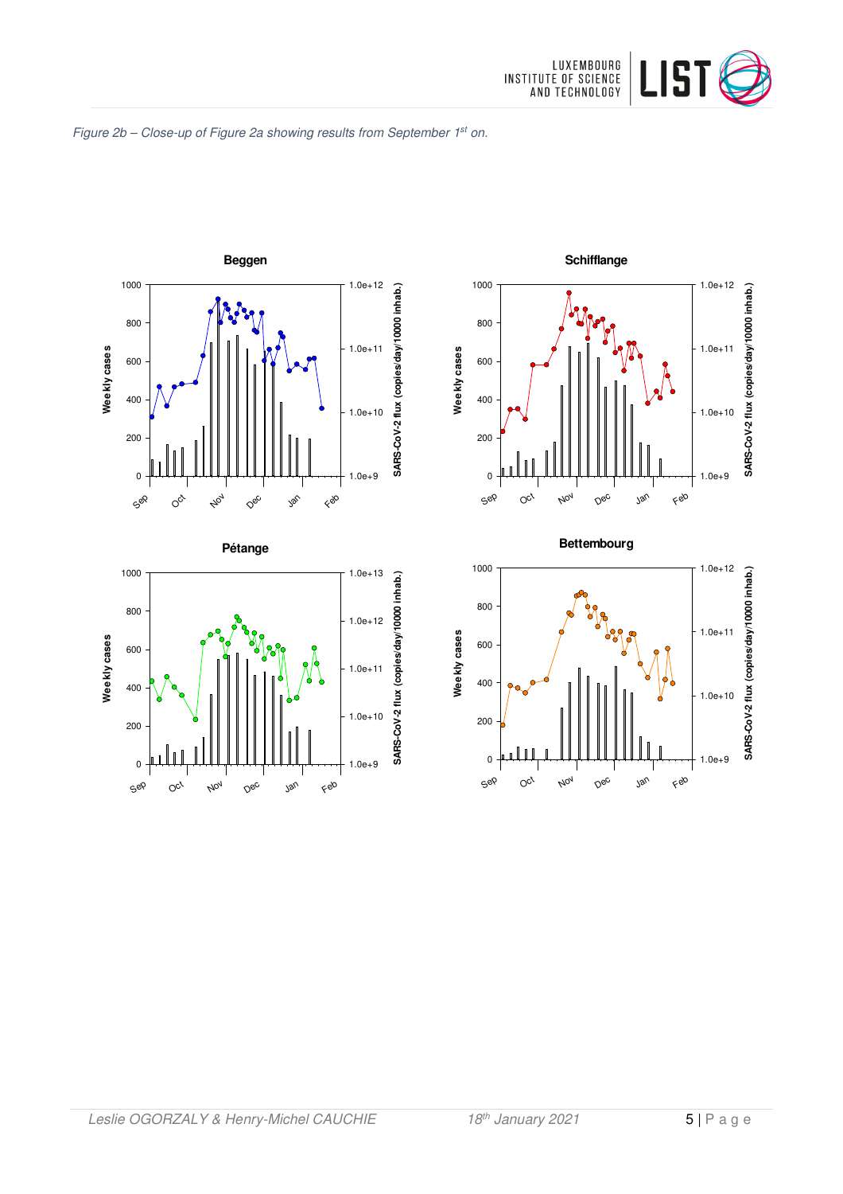*Figure 2b – Close-up of Figure 2a showing results from September 1st on.*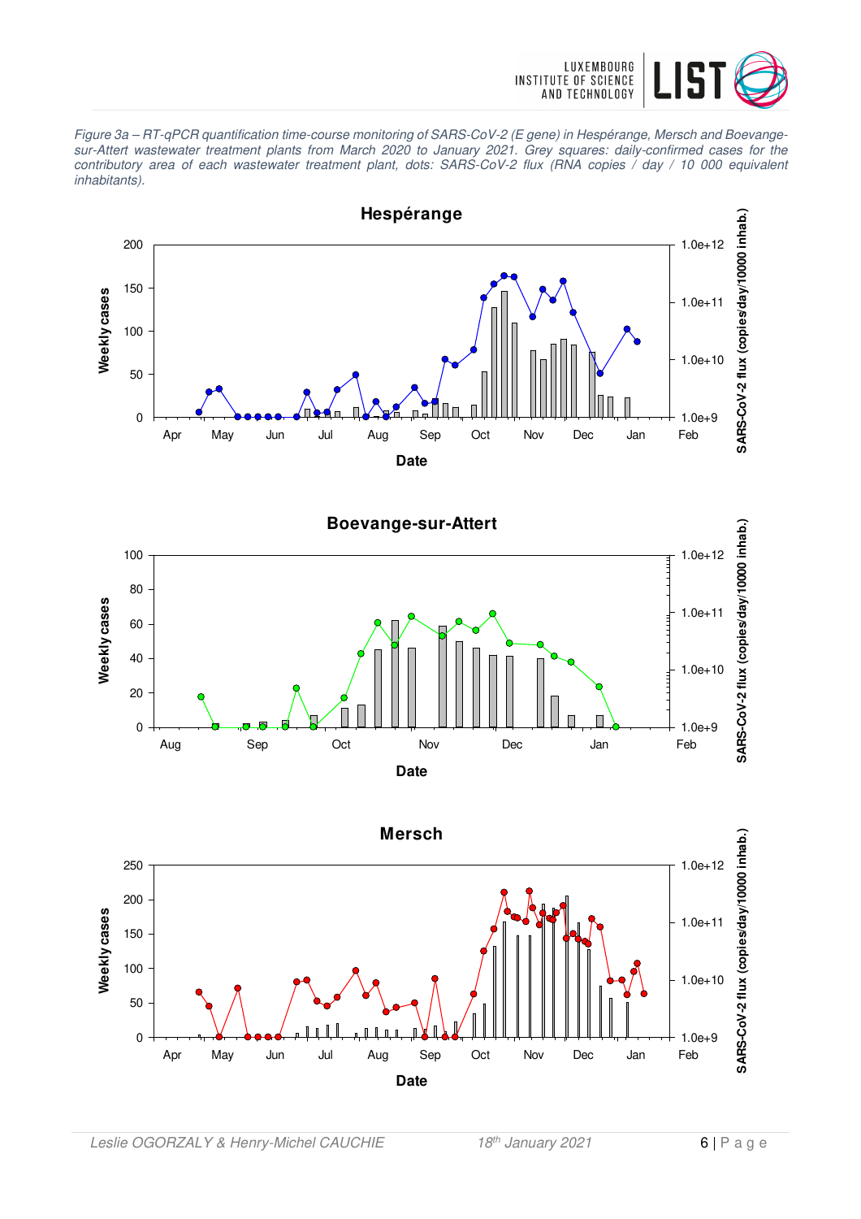*Figure 3a – RT-qPCR quantification time-course monitoring of SARS-CoV-2 (E gene) in Hespérange, Mersch and Boevange-sur-Attert wastewater treatment plants from March 2020 to January 2021. Grey squares: daily-confirmed cases for the contributory area of each wastewater treatment plant, dots: SARS-CoV-2 flux (RNA copies / day / 10 000 equivalent inhabitants).*

**Hespérange**

**Boevange-sur-Attert**

**Mersch**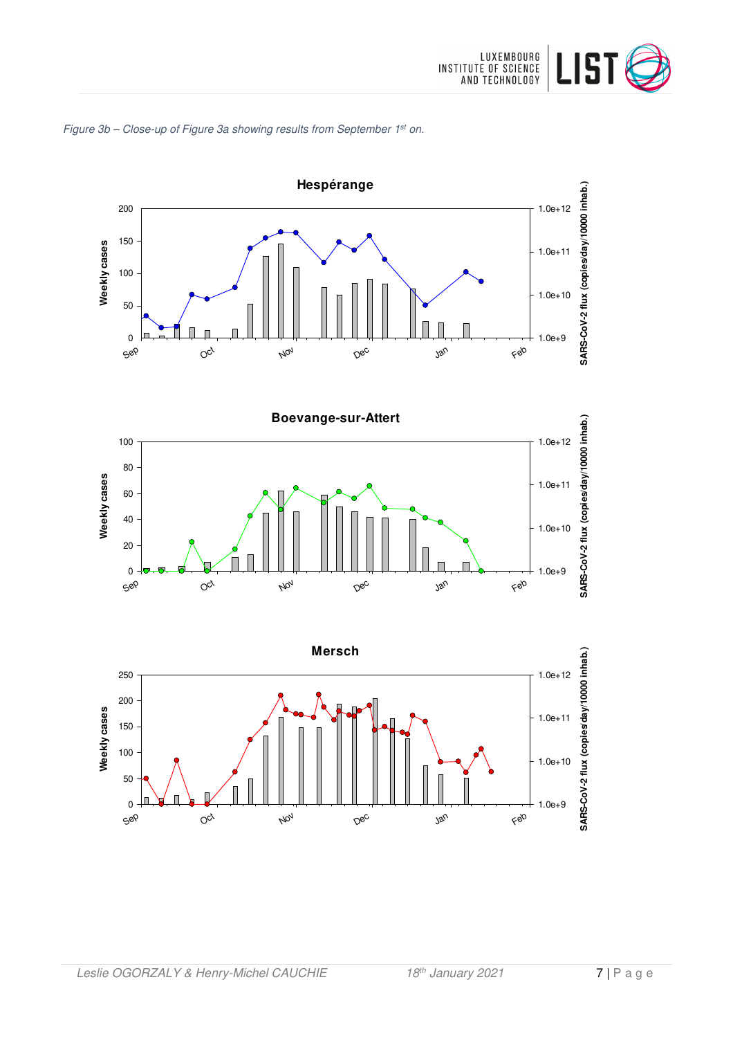*Figure 3b – Close-up of Figure 3a showing results from September 1st on.*

**Hespérange**

**Boevange-sur-Attert**

**Mersch**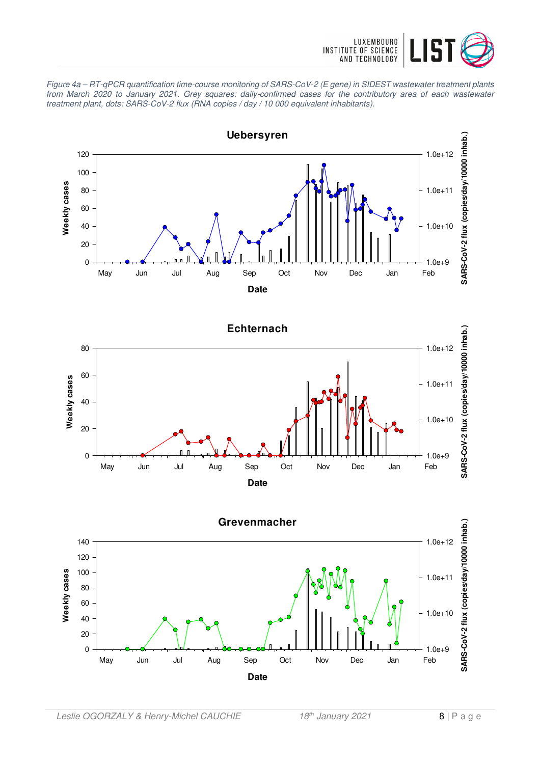*Figure 4a – RT-qPCR quantification time-course monitoring of SARS-CoV-2 (E gene) in SIDEST wastewater treatment plants from March 2020 to January 2021. Grey squares: daily-confirmed cases for the contributory area of each wastewater treatment plant, dots: SARS-CoV-2 flux (RNA copies / day / 10 000 equivalent inhabitants).*

**Uebersyren**

**Echternach**

**Grevenmacher**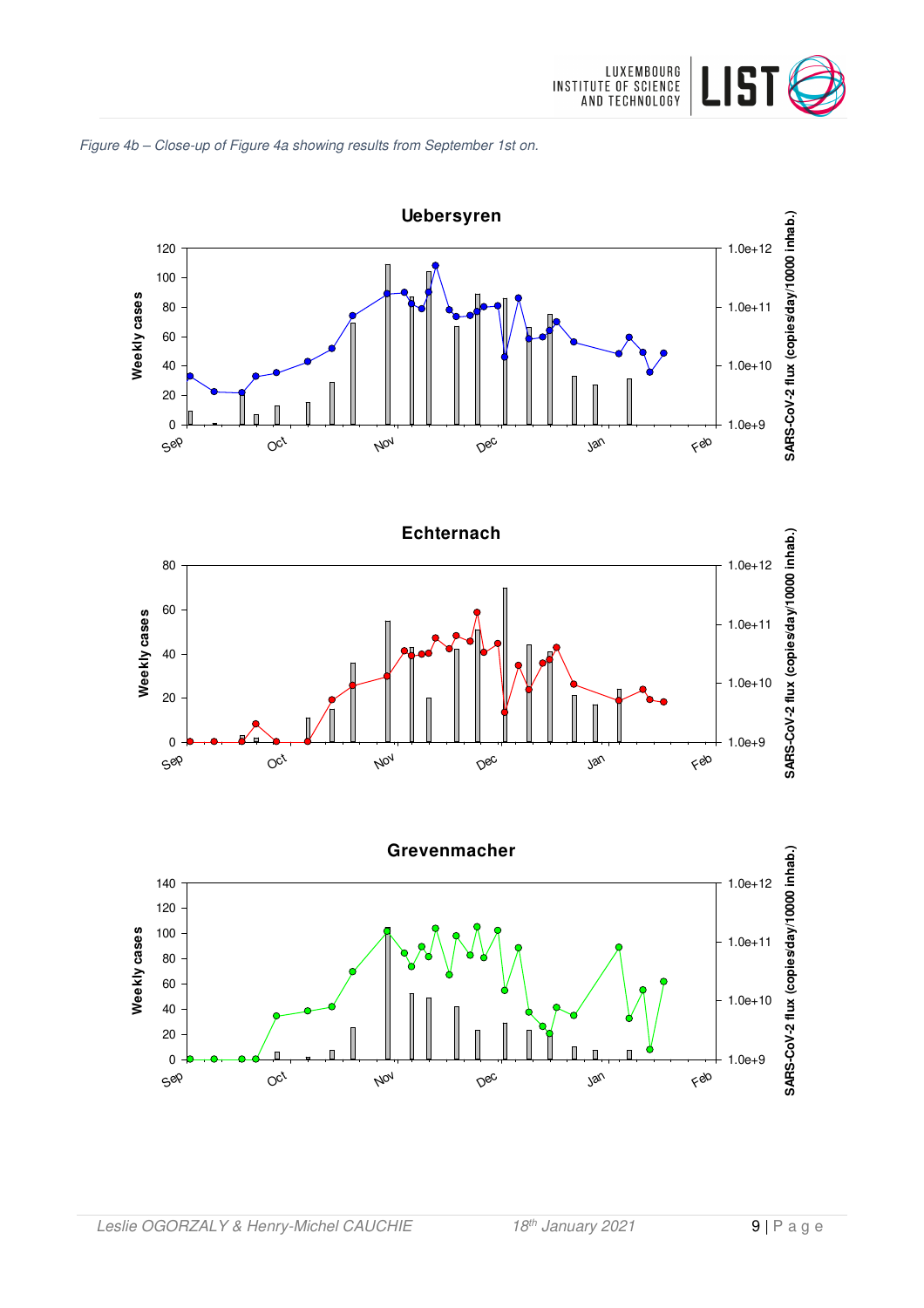*Figure 4b – Close-up of Figure 4a showing results from September 1st on.*

**Uebersyren**

**Echternach**

**Grevenmacher**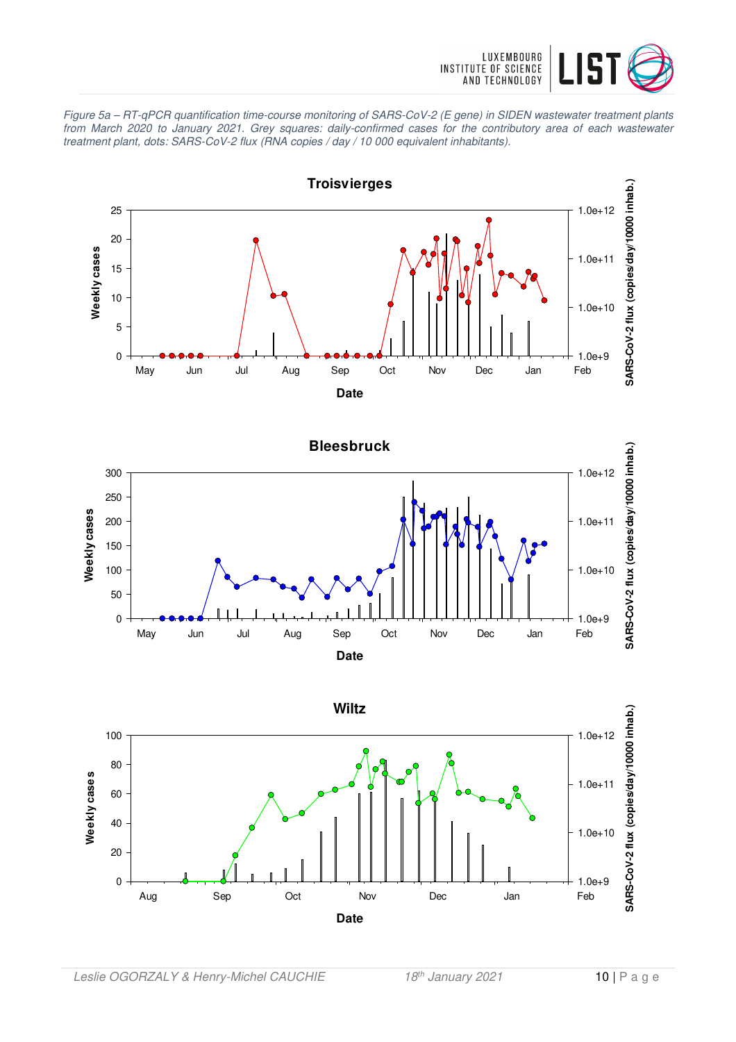*Figure 5a – RT-qPCR quantification time-course monitoring of SARS-CoV-2 (E gene) in SIDEN wastewater treatment plants from March 2020 to January 2021. Grey squares: daily-confirmed cases for the contributory area of each wastewater treatment plant, dots: SARS-CoV-2 flux (RNA copies / day / 10 000 equivalent inhabitants).*

**Troisvierges**

**Bleesbruck**

**Wiltz**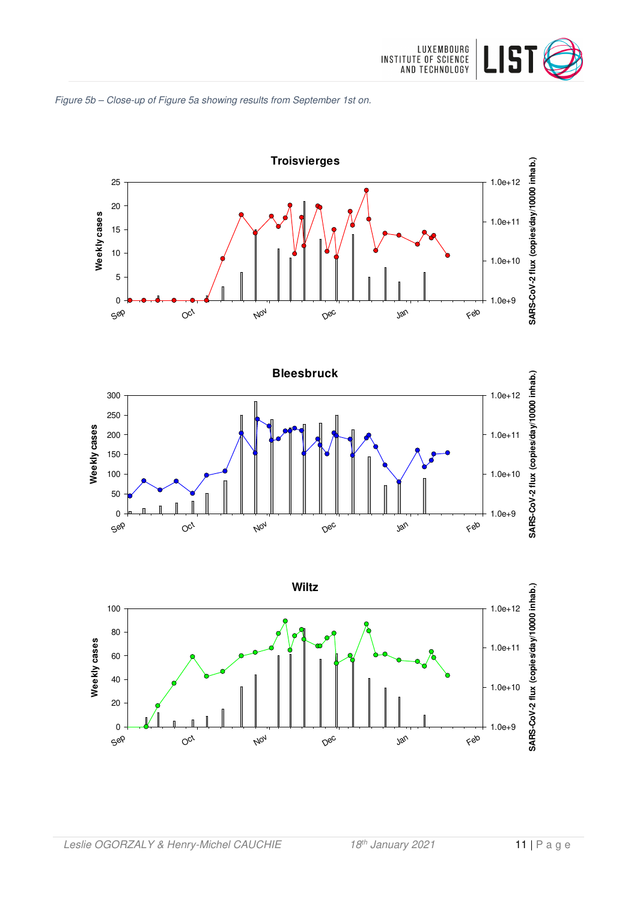*Figure 5b – Close-up of Figure 5a showing results from September 1st on.*

**Troisvierges**

**Bleesbruck**

**Wiltz**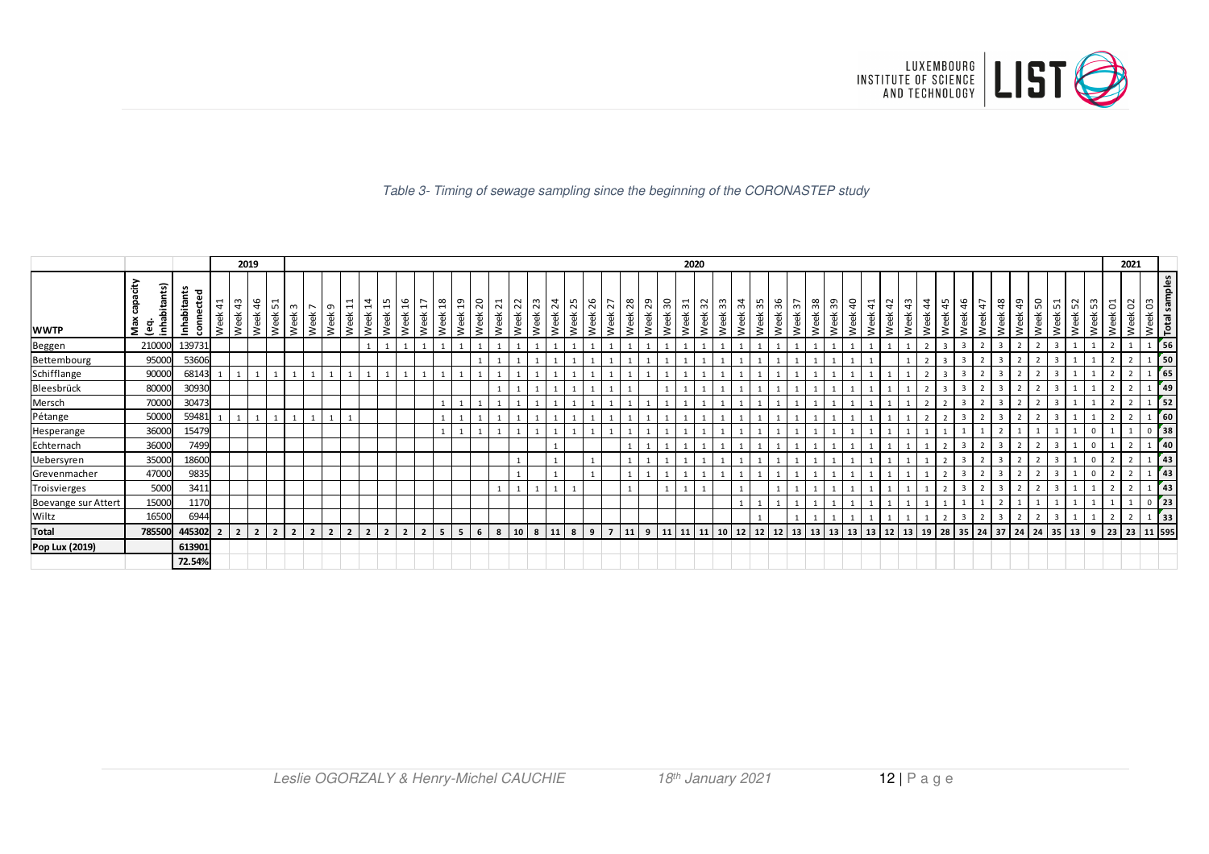*Table 3- Timing of sewage sampling since the beginning of the CORONASTEP study*

| | | | 2019 | | | | 2020 | | | | | | | | | | | | | | | | | | | | | | | | | | | | | | | | | | | | | | | | | | | | 2021 | | | |
|---|---|---|---|---|---|---|---|---|---|---|---|---|---|---|---|---|---|---|---|---|---|---|---|---|---|---|---|---|---|---|---|---|---|---|---|---|---|---|---|---|---|---|---|---|---|---|---|---|---|---|---|---|---|
| **WWTP** | **Max capacity (eq. inhabitants)** | **Inhabitants connected** | Week 41 | Week 43 | Week 46 | Week 51 | Week 3 | Week 7 | Week 9 | Week 11 | Week 14 | Week 15 | Week 16 | Week 17 | Week 18 | Week 19 | Week 20 | Week 21 | Week 22 | Week 23 | Week 24 | Week 25 | Week 26 | Week 27 | Week 28 | Week 29 | Week 30 | Week 31 | Week 32 | Week 33 | Week 34 | Week 35 | Week 36 | Week 37 | Week 38 | Week 39 | Week 40 | Week 41 | Week 42 | Week 43 | Week 44 | Week 45 | Week 46 | Week 47 | Week 48 | Week 49 | Week 50 | Week 51 | Week 52 | Week 53 | Week 01 | Week 02 | Week 03 | **Total samples** |
| Beggen | 210000 | 139731 | | | | | | | | | 1 | 1 | 1 | 1 | 1 | 1 | 1 | 1 | 1 | 1 | 1 | 1 | 1 | 1 | 1 | 1 | 1 | 1 | 1 | 1 | 1 | 1 | 1 | 1 | 1 | 1 | 1 | 1 | 1 | 1 | 2 | 3 | 3 | 2 | 3 | 2 | 2 | 3 | 1 | 1 | 2 | 1 | 1 | **56** |
| Bettembourg | 95000 | 53606 | | | | | | | | | | | | | | | 1 | 1 | 1 | 1 | 1 | 1 | 1 | 1 | 1 | 1 | 1 | 1 | 1 | 1 | 1 | 1 | 1 | 1 | 1 | 1 | 1 | 1 | | 1 | 2 | 3 | 3 | 2 | 3 | 2 | 2 | 3 | 1 | 1 | 2 | 2 | 1 | **50** |
| Schifflange | 90000 | 68143 | 1 | 1 | 1 | 1 | 1 | 1 | 1 | 1 | 1 | 1 | 1 | 1 | 1 | 1 | 1 | 1 | 1 | 1 | 1 | 1 | 1 | 1 | 1 | 1 | 1 | 1 | 1 | 1 | 1 | 1 | 1 | 1 | 1 | 1 | 1 | 1 | 1 | 1 | 2 | 3 | 3 | 2 | 3 | 2 | 2 | 3 | 1 | 1 | 2 | 2 | 1 | **65** |
| Bleesbrück | 80000 | 30930 | | | | | | | | | | | | | | | | 1 | 1 | 1 | 1 | 1 | 1 | 1 | 1 | | 1 | 1 | 1 | 1 | 1 | 1 | 1 | 1 | 1 | 1 | 1 | 1 | 1 | 1 | 2 | 3 | 3 | 2 | 3 | 2 | 2 | 3 | 1 | 1 | 2 | 2 | 1 | **49** |
| Mersch | 70000 | 30473 | | | | | | | | | | | | | 1 | 1 | 1 | 1 | 1 | 1 | 1 | 1 | 1 | 1 | 1 | 1 | 1 | 1 | 1 | 1 | 1 | 1 | 1 | 1 | 1 | 1 | 1 | 1 | 1 | 1 | 2 | 2 | 3 | 2 | 3 | 2 | 2 | 3 | 1 | 1 | 2 | 2 | 1 | **52** |
| Pétange | 50000 | 59481 | 1 | 1 | 1 | 1 | 1 | 1 | 1 | 1 | | | | | 1 | 1 | 1 | 1 | 1 | 1 | 1 | 1 | 1 | 1 | 1 | 1 | 1 | 1 | 1 | 1 | 1 | 1 | 1 | 1 | 1 | 1 | 1 | 1 | 1 | 1 | 2 | 2 | 3 | 2 | 3 | 2 | 2 | 3 | 1 | 1 | 2 | 2 | 1 | **60** |
| Hesperange | 36000 | 15479 | | | | | | | | | | | | | 1 | 1 | 1 | 1 | 1 | 1 | 1 | 1 | 1 | 1 | 1 | 1 | 1 | 1 | 1 | 1 | 1 | 1 | 1 | 1 | 1 | 1 | 1 | 1 | 1 | 1 | 1 | 1 | 1 | 1 | 2 | 1 | 1 | 1 | 1 | 0 | 1 | 1 | 0 | **38** |
| Echternach | 36000 | 7499 | | | | | | | | | | | | | | | | | | | 1 | | | | 1 | 1 | 1 | 1 | 1 | 1 | 1 | 1 | 1 | 1 | 1 | 1 | 1 | 1 | 1 | 1 | 1 | 2 | 3 | 2 | 3 | 2 | 2 | 3 | 1 | 0 | 1 | 2 | 1 | **40** |
| Uebersyren | 35000 | 18600 | | | | | | | | | | | | | | | | | 1 | | 1 | | 1 | | 1 | 1 | 1 | 1 | 1 | 1 | 1 | 1 | 1 | 1 | 1 | 1 | 1 | 1 | 1 | 1 | 1 | 2 | 3 | 2 | 3 | 2 | 2 | 3 | 1 | 0 | 2 | 2 | 1 | **43** |
| Grevenmacher | 47000 | 9835 | | | | | | | | | | | | | | | | | 1 | | 1 | | 1 | | 1 | 1 | 1 | 1 | 1 | 1 | 1 | 1 | 1 | 1 | 1 | 1 | 1 | 1 | 1 | 1 | 1 | 2 | 3 | 2 | 3 | 2 | 2 | 3 | 1 | 0 | 2 | 2 | 1 | **43** |
| Troisvierges | 5000 | 3411 | | | | | | | | | | | | | | | | 1 | 1 | 1 | 1 | 1 | | | 1 | | 1 | 1 | 1 | | 1 | | 1 | 1 | 1 | 1 | 1 | 1 | 1 | 1 | 1 | 2 | 3 | 2 | 3 | 2 | 2 | 3 | 1 | 1 | 2 | 2 | 1 | **43** |
| Boevange sur Attert | 15000 | 1170 | | | | | | | | | | | | | | | | | | | | | | | | | | | | | 1 | 1 | 1 | 1 | 1 | 1 | 1 | 1 | 1 | 1 | 1 | 1 | 1 | 1 | 2 | 1 | 1 | 1 | 1 | 1 | 1 | 1 | 0 | **23** |
| Wiltz | 16500 | 6944 | | | | | | | | | | | | | | | | | | | | | | | | | | | | | | 1 | | 1 | 1 | 1 | 1 | 1 | 1 | 1 | 1 | 2 | 3 | 2 | 3 | 2 | 2 | 3 | 1 | 1 | 2 | 2 | 1 | **33** |
| **Total** | **785500** | **445302** | **2** | **2** | **2** | **2** | **2** | **2** | **2** | **2** | **2** | **2** | **2** | **2** | **5** | **5** | **6** | **8** | **10** | **8** | **11** | **8** | **9** | **7** | **11** | **9** | **11** | **11** | **11** | **10** | **12** | **12** | **12** | **13** | **13** | **13** | **13** | **13** | **12** | **13** | **19** | **28** | **35** | **24** | **37** | **24** | **24** | **35** | **13** | **9** | **23** | **23** | **11** | **595** |
| **Pop Lux (2019)** | | **613901** | | | | | | | | | | | | | | | | | | | | | | | | | | | | | | | | | | | | | | | | | | | | | | | | | | | | |
| | | **72.54%** | | | | | | | | | | | | | | | | | | | | | | | | | | | | | | | | | | | | | | | | | | | | | | | | | | | | |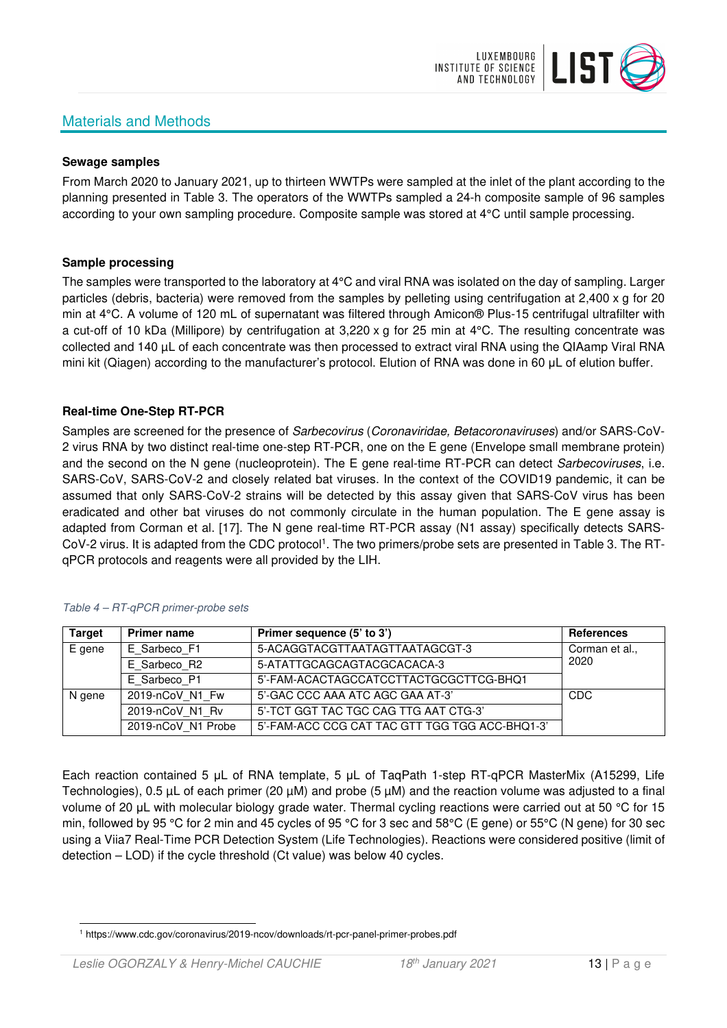## Materials and Methods

**Sewage samples**

From March 2020 to January 2021, up to thirteen WWTPs were sampled at the inlet of the plant according to the planning presented in Table 3. The operators of the WWTPs sampled a 24-h composite sample of 96 samples according to your own sampling procedure. Composite sample was stored at 4°C until sample processing.

**Sample processing**

The samples were transported to the laboratory at 4°C and viral RNA was isolated on the day of sampling. Larger particles (debris, bacteria) were removed from the samples by pelleting using centrifugation at 2,400 x g for 20 min at 4°C. A volume of 120 mL of supernatant was filtered through Amicon® Plus-15 centrifugal ultrafilter with a cut-off of 10 kDa (Millipore) by centrifugation at 3,220 x g for 25 min at 4°C. The resulting concentrate was collected and 140 µL of each concentrate was then processed to extract viral RNA using the QIAamp Viral RNA mini kit (Qiagen) according to the manufacturer's protocol. Elution of RNA was done in 60 µL of elution buffer.

**Real-time One-Step RT-PCR**

Samples are screened for the presence of *Sarbecovirus* (*Coronaviridae, Betacoronaviruses*) and/or SARS-CoV-2 virus RNA by two distinct real-time one-step RT-PCR, one on the E gene (Envelope small membrane protein) and the second on the N gene (nucleoprotein). The E gene real-time RT-PCR can detect *Sarbecoviruses*, i.e. SARS-CoV, SARS-CoV-2 and closely related bat viruses. In the context of the COVID19 pandemic, it can be assumed that only SARS-CoV-2 strains will be detected by this assay given that SARS-CoV virus has been eradicated and other bat viruses do not commonly circulate in the human population. The E gene assay is adapted from Corman et al. [17]. The N gene real-time RT-PCR assay (N1 assay) specifically detects SARS-CoV-2 virus. It is adapted from the CDC protocol[1]. The two primers/probe sets are presented in Table 3. The RT-qPCR protocols and reagents were all provided by the LIH.

*Table 4 – RT-qPCR primer-probe sets*

| Target | Primer name | Primer sequence (5' to 3') | References |
|---|---|---|---|
| E gene | E_Sarbeco_F1 | 5-ACAGGTACGTTAATAGTTAATAGCGT-3 | Corman et al., 2020 |
| | E_Sarbeco_R2 | 5-ATATTGCAGCAGTACGCACACA-3 | |
| | E_Sarbeco_P1 | 5'-FAM-ACACTAGCCATCCTTACTGCGCTTCG-BHQ1 | |
| N gene | 2019-nCoV_N1_Fw | 5'-GAC CCC AAA ATC AGC GAA AT-3' | CDC |
| | 2019-nCoV_N1_Rv | 5'-TCT GGT TAC TGC CAG TTG AAT CTG-3' | |
| | 2019-nCoV_N1 Probe | 5'-FAM-ACC CCG CAT TAC GTT TGG TGG ACC-BHQ1-3' | |

Each reaction contained 5 µL of RNA template, 5 µL of TaqPath 1-step RT-qPCR MasterMix (A15299, Life Technologies), 0.5 µL of each primer (20 µM) and probe (5 µM) and the reaction volume was adjusted to a final volume of 20 µL with molecular biology grade water. Thermal cycling reactions were carried out at 50 °C for 15 min, followed by 95 °C for 2 min and 45 cycles of 95 °C for 3 sec and 58°C (E gene) or 55°C (N gene) for 30 sec using a Viia7 Real-Time PCR Detection System (Life Technologies). Reactions were considered positive (limit of detection – LOD) if the cycle threshold (Ct value) was below 40 cycles.

[1] https://www.cdc.gov/coronavirus/2019-ncov/downloads/rt-pcr-panel-primer-probes.pdf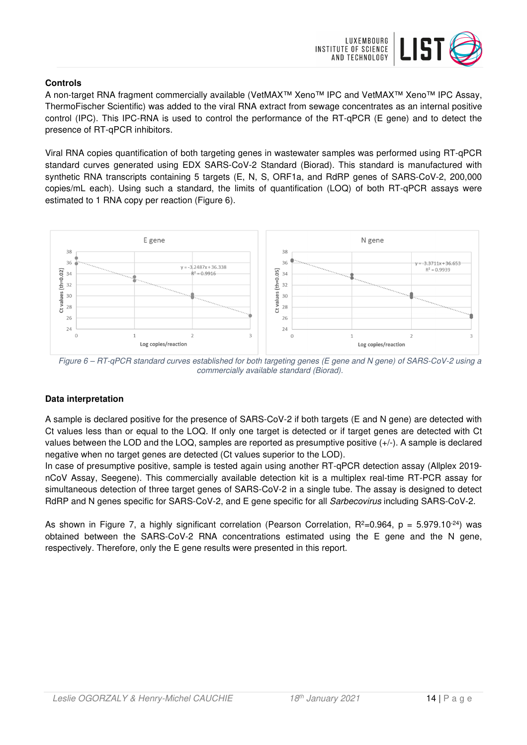## Controls

A non-target RNA fragment commercially available (VetMAX™ Xeno™ IPC and VetMAX™ Xeno™ IPC Assay, ThermoFischer Scientific) was added to the viral RNA extract from sewage concentrates as an internal positive control (IPC). This IPC-RNA is used to control the performance of the RT-qPCR (E gene) and to detect the presence of RT-qPCR inhibitors.

Viral RNA copies quantification of both targeting genes in wastewater samples was performed using RT-qPCR standard curves generated using EDX SARS-CoV-2 Standard (Biorad). This standard is manufactured with synthetic RNA transcripts containing 5 targets (E, N, S, ORF1a, and RdRP genes of SARS-CoV-2, 200,000 copies/mL each). Using such a standard, the limits of quantification (LOQ) of both RT-qPCR assays were estimated to 1 RNA copy per reaction (Figure 6).

*Figure 6 – RT-qPCR standard curves established for both targeting genes (E gene and N gene) of SARS-CoV-2 using a commercially available standard (Biorad).*

## Data interpretation

A sample is declared positive for the presence of SARS-CoV-2 if both targets (E and N gene) are detected with Ct values less than or equal to the LOQ. If only one target is detected or if target genes are detected with Ct values between the LOD and the LOQ, samples are reported as presumptive positive (+/-). A sample is declared negative when no target genes are detected (Ct values superior to the LOD).

In case of presumptive positive, sample is tested again using another RT-qPCR detection assay (Allplex 2019-nCoV Assay, Seegene). This commercially available detection kit is a multiplex real-time RT-PCR assay for simultaneous detection of three target genes of SARS-CoV-2 in a single tube. The assay is designed to detect RdRP and N genes specific for SARS-CoV-2, and E gene specific for all *Sarbecovirus* including SARS-CoV-2.

As shown in Figure 7, a highly significant correlation (Pearson Correlation, $R^2$=0.964, $p = 5.979.10^{-24}$) was obtained between the SARS-CoV-2 RNA concentrations estimated using the E gene and the N gene, respectively. Therefore, only the E gene results were presented in this report.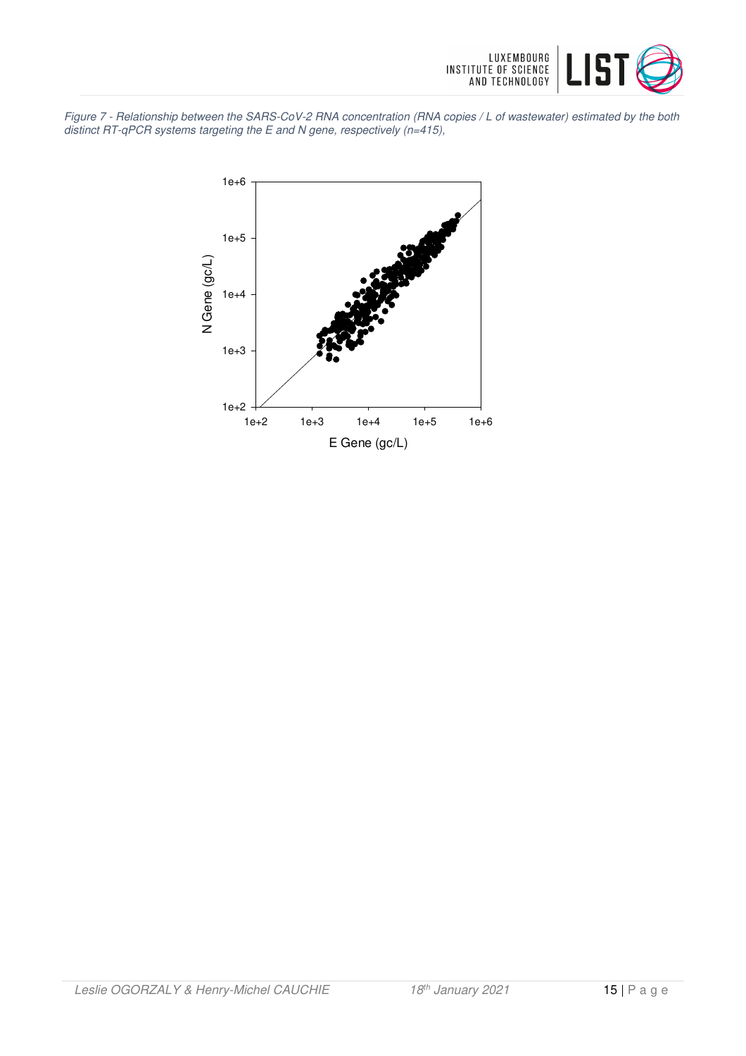*Figure 7 - Relationship between the SARS-CoV-2 RNA concentration (RNA copies / L of wastewater) estimated by the both distinct RT-qPCR systems targeting the E and N gene, respectively (n=415),*

1e+6
1e+5
1e+4
1e+3
1e+2
N Gene (gc/L)
1e+2
1e+3
1e+4
1e+5
1e+6
E Gene (gc/L)